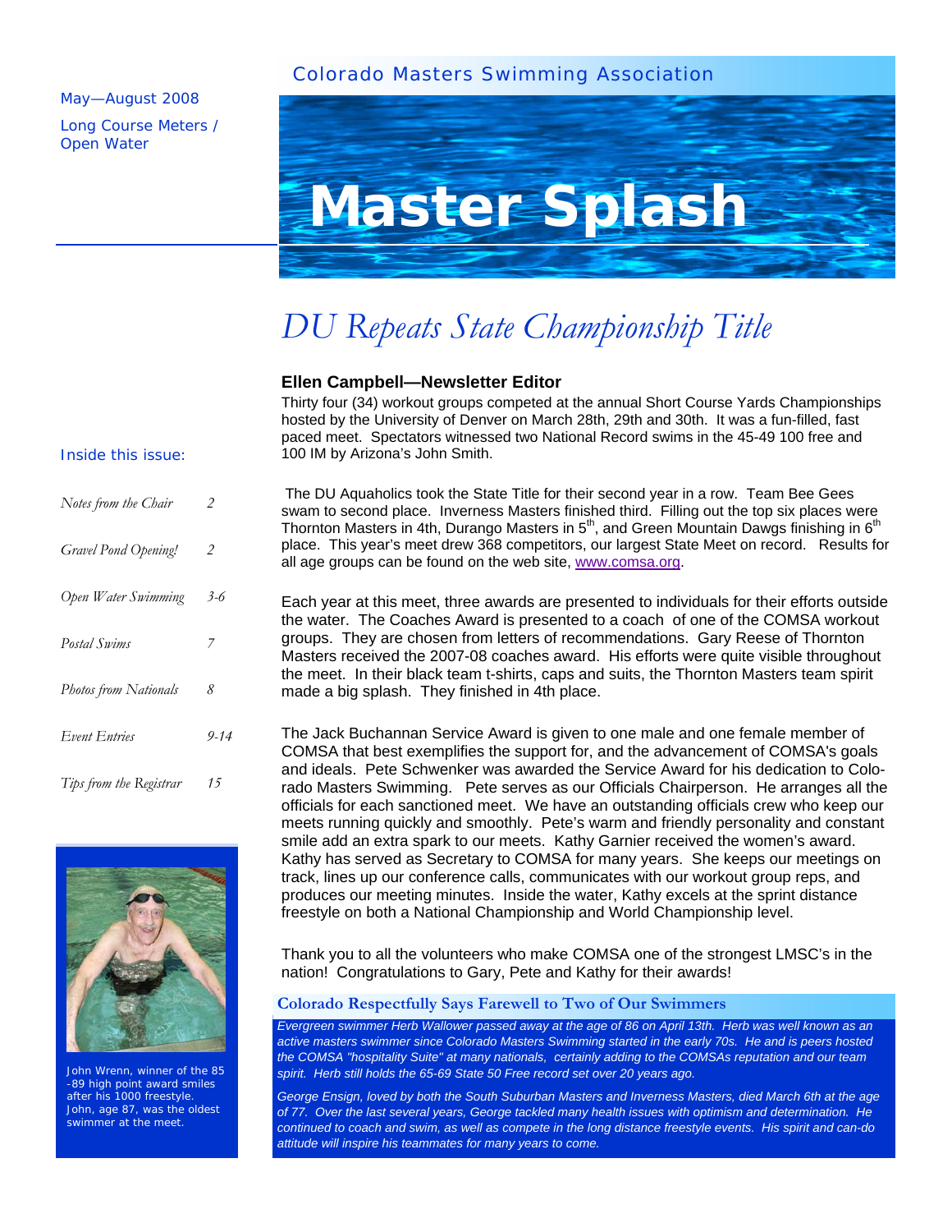Colorado Masters Swimming Association

May—August 2008

Long Course Meters / Open Water

# Master Splash

Inside this issue:

| | |
|---|---|
| *Notes from the Chair* | *2* |
| *Gravel Pond Opening!* | *2* |
| *Open Water Swimming* | *3-6* |
| *Postal Swims* | *7* |
| *Photos from Nationals* | *8* |
| *Event Entries* | *9-14* |
| *Tips from the Registrar* | *15* |

John Wrenn, winner of the 85-89 high point award smiles after his 1000 freestyle. John, age 87, was the oldest swimmer at the meet.

## *DU Repeats State Championship Title*

**Ellen Campbell—Newsletter Editor**

Thirty four (34) workout groups competed at the annual Short Course Yards Championships hosted by the University of Denver on March 28th, 29th and 30th. It was a fun-filled, fast paced meet. Spectators witnessed two National Record swims in the 45-49 100 free and 100 IM by Arizona's John Smith.

The DU Aquaholics took the State Title for their second year in a row. Team Bee Gees swam to second place. Inverness Masters finished third. Filling out the top six places were Thornton Masters in 4th, Durango Masters in 5th, and Green Mountain Dawgs finishing in 6th place. This year's meet drew 368 competitors, our largest State Meet on record. Results for all age groups can be found on the web site, www.comsa.org.

Each year at this meet, three awards are presented to individuals for their efforts outside the water. The Coaches Award is presented to a coach of one of the COMSA workout groups. They are chosen from letters of recommendations. Gary Reese of Thornton Masters received the 2007-08 coaches award. His efforts were quite visible throughout the meet. In their black team t-shirts, caps and suits, the Thornton Masters team spirit made a big splash. They finished in 4th place.

The Jack Buchannan Service Award is given to one male and one female member of COMSA that best exemplifies the support for, and the advancement of COMSA's goals and ideals. Pete Schwenker was awarded the Service Award for his dedication to Colorado Masters Swimming. Pete serves as our Officials Chairperson. He arranges all the officials for each sanctioned meet. We have an outstanding officials crew who keep our meets running quickly and smoothly. Pete's warm and friendly personality and constant smile add an extra spark to our meets. Kathy Garnier received the women's award. Kathy has served as Secretary to COMSA for many years. She keeps our meetings on track, lines up our conference calls, communicates with our workout group reps, and produces our meeting minutes. Inside the water, Kathy excels at the sprint distance freestyle on both a National Championship and World Championship level.

Thank you to all the volunteers who make COMSA one of the strongest LMSC's in the nation! Congratulations to Gary, Pete and Kathy for their awards!

### Colorado Respectfully Says Farewell to Two of Our Swimmers

*Evergreen swimmer Herb Wallower passed away at the age of 86 on April 13th. Herb was well known as an active masters swimmer since Colorado Masters Swimming started in the early 70s. He and is peers hosted the COMSA "hospitality Suite" at many nationals, certainly adding to the COMSAs reputation and our team spirit. Herb still holds the 65-69 State 50 Free record set over 20 years ago.*

*George Ensign, loved by both the South Suburban Masters and Inverness Masters, died March 6th at the age of 77. Over the last several years, George tackled many health issues with optimism and determination. He continued to coach and swim, as well as compete in the long distance freestyle events. His spirit and can-do attitude will inspire his teammates for many years to come.*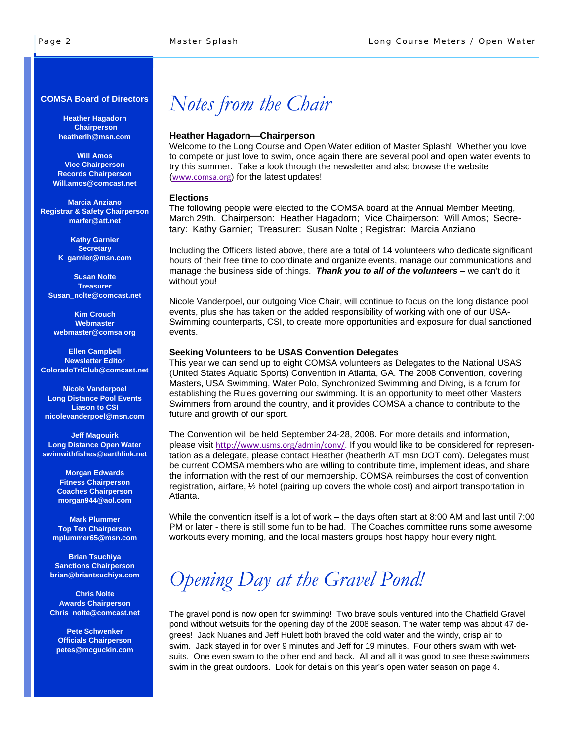## COMSA Board of Directors

**Heather Hagadorn**
**Chairperson**
**heatherlh@msn.com**

**Will Amos**
**Vice Chairperson**
**Records Chairperson**
**Will.amos@comcast.net**

**Marcia Anziano**
**Registrar & Safety Chairperson**
**marfer@att.net**

**Kathy Garnier**
**Secretary**
**K_garnier@msn.com**

**Susan Nolte**
**Treasurer**
**Susan_nolte@comcast.net**

**Kim Crouch**
**Webmaster**
**webmaster@comsa.org**

**Ellen Campbell**
**Newsletter Editor**
**ColoradoTriClub@comcast.net**

**Nicole Vanderpoel**
**Long Distance Pool Events**
**Liason to CSI**
**nicolevanderpoel@msn.com**

**Jeff Magouirk**
**Long Distance Open Water**
**swimwithfishes@earthlink.net**

**Morgan Edwards**
**Fitness Chairperson**
**Coaches Chairperson**
**morgan944@aol.com**

**Mark Plummer**
**Top Ten Chairperson**
**mplummer65@msn.com**

**Brian Tsuchiya**
**Sanctions Chairperson**
**brian@briantsuchiya.com**

**Chris Nolte**
**Awards Chairperson**
**Chris_nolte@comcast.net**

**Pete Schwenker**
**Officials Chairperson**
**petes@mcguckin.com**

# *Notes from the Chair*

### Heather Hagadorn—Chairperson

Welcome to the Long Course and Open Water edition of Master Splash! Whether you love to compete or just love to swim, once again there are several pool and open water events to try this summer. Take a look through the newsletter and also browse the website (www.comsa.org) for the latest updates!

**Elections**

The following people were elected to the COMSA board at the Annual Member Meeting, March 29th. Chairperson: Heather Hagadorn; Vice Chairperson: Will Amos; Secretary: Kathy Garnier; Treasurer: Susan Nolte ; Registrar: Marcia Anziano

Including the Officers listed above, there are a total of 14 volunteers who dedicate significant hours of their free time to coordinate and organize events, manage our communications and manage the business side of things. ***Thank you to all of the volunteers*** – we can't do it without you!

Nicole Vanderpoel, our outgoing Vice Chair, will continue to focus on the long distance pool events, plus she has taken on the added responsibility of working with one of our USA-Swimming counterparts, CSI, to create more opportunities and exposure for dual sanctioned events.

**Seeking Volunteers to be USAS Convention Delegates**

This year we can send up to eight COMSA volunteers as Delegates to the National USAS (United States Aquatic Sports) Convention in Atlanta, GA. The 2008 Convention, covering Masters, USA Swimming, Water Polo, Synchronized Swimming and Diving, is a forum for establishing the Rules governing our swimming. It is an opportunity to meet other Masters Swimmers from around the country, and it provides COMSA a chance to contribute to the future and growth of our sport.

The Convention will be held September 24-28, 2008. For more details and information, please visit http://www.usms.org/admin/conv/. If you would like to be considered for representation as a delegate, please contact Heather (heatherlh AT msn DOT com). Delegates must be current COMSA members who are willing to contribute time, implement ideas, and share the information with the rest of our membership. COMSA reimburses the cost of convention registration, airfare, ½ hotel (pairing up covers the whole cost) and airport transportation in Atlanta.

While the convention itself is a lot of work – the days often start at 8:00 AM and last until 7:00 PM or later - there is still some fun to be had. The Coaches committee runs some awesome workouts every morning, and the local masters groups host happy hour every night.

# *Opening Day at the Gravel Pond!*

The gravel pond is now open for swimming! Two brave souls ventured into the Chatfield Gravel pond without wetsuits for the opening day of the 2008 season. The water temp was about 47 degrees! Jack Nuanes and Jeff Hulett both braved the cold water and the windy, crisp air to swim. Jack stayed in for over 9 minutes and Jeff for 19 minutes. Four others swam with wetsuits. One even swam to the other end and back. All and all it was good to see these swimmers swim in the great outdoors. Look for details on this year's open water season on page 4.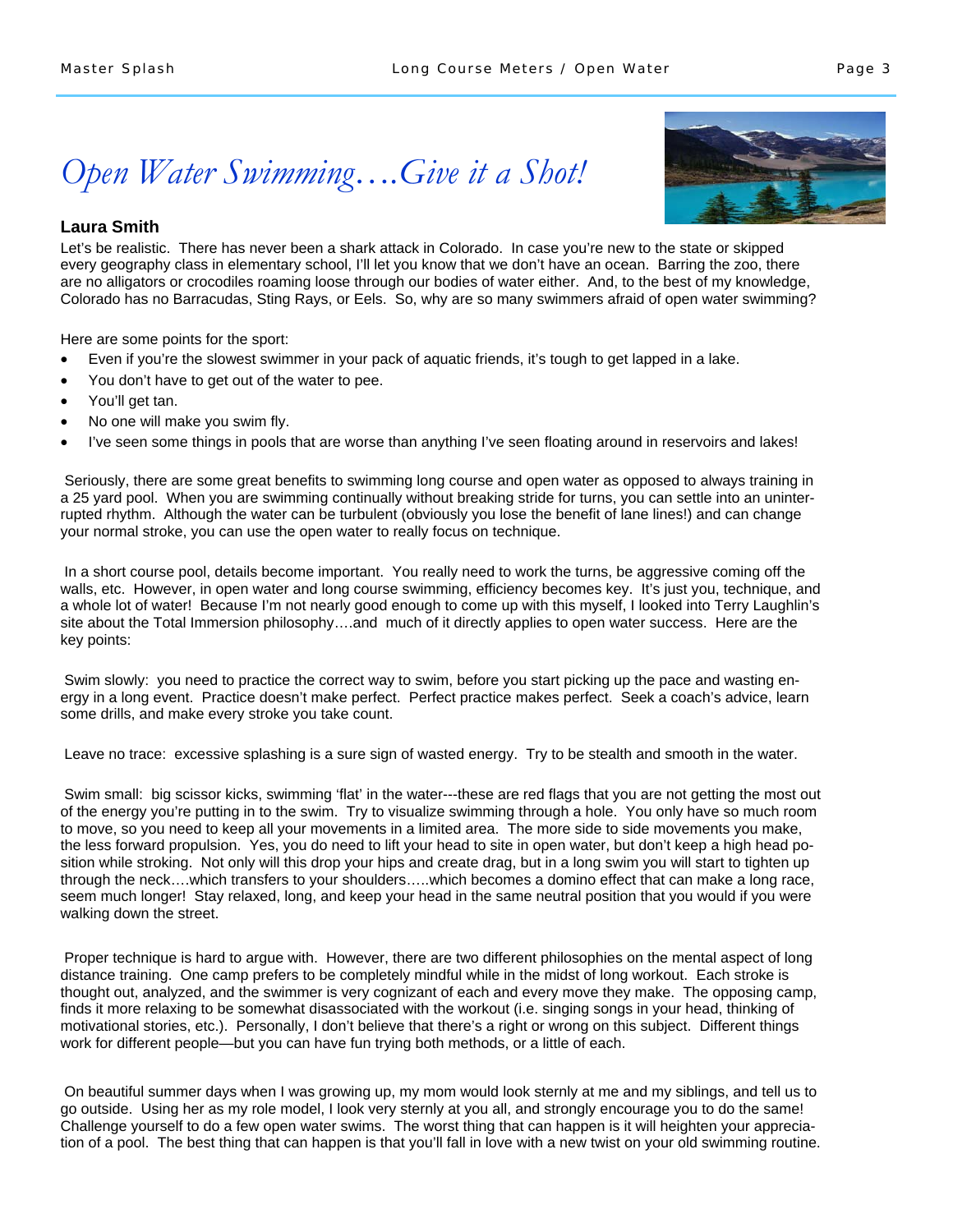# *Open Water Swimming….Give it a Shot!*

**Laura Smith**

Let's be realistic. There has never been a shark attack in Colorado. In case you're new to the state or skipped every geography class in elementary school, I'll let you know that we don't have an ocean. Barring the zoo, there are no alligators or crocodiles roaming loose through our bodies of water either. And, to the best of my knowledge, Colorado has no Barracudas, Sting Rays, or Eels. So, why are so many swimmers afraid of open water swimming?

Here are some points for the sport:

- Even if you're the slowest swimmer in your pack of aquatic friends, it's tough to get lapped in a lake.
- You don't have to get out of the water to pee.
- You'll get tan.
- No one will make you swim fly.
- I've seen some things in pools that are worse than anything I've seen floating around in reservoirs and lakes!

Seriously, there are some great benefits to swimming long course and open water as opposed to always training in a 25 yard pool. When you are swimming continually without breaking stride for turns, you can settle into an uninterrupted rhythm. Although the water can be turbulent (obviously you lose the benefit of lane lines!) and can change your normal stroke, you can use the open water to really focus on technique.

In a short course pool, details become important. You really need to work the turns, be aggressive coming off the walls, etc. However, in open water and long course swimming, efficiency becomes key. It's just you, technique, and a whole lot of water! Because I'm not nearly good enough to come up with this myself, I looked into Terry Laughlin's site about the Total Immersion philosophy….and much of it directly applies to open water success. Here are the key points:

Swim slowly: you need to practice the correct way to swim, before you start picking up the pace and wasting energy in a long event. Practice doesn't make perfect. Perfect practice makes perfect. Seek a coach's advice, learn some drills, and make every stroke you take count.

Leave no trace: excessive splashing is a sure sign of wasted energy. Try to be stealth and smooth in the water.

Swim small: big scissor kicks, swimming 'flat' in the water---these are red flags that you are not getting the most out of the energy you're putting in to the swim. Try to visualize swimming through a hole. You only have so much room to move, so you need to keep all your movements in a limited area. The more side to side movements you make, the less forward propulsion. Yes, you do need to lift your head to site in open water, but don't keep a high head position while stroking. Not only will this drop your hips and create drag, but in a long swim you will start to tighten up through the neck….which transfers to your shoulders…..which becomes a domino effect that can make a long race, seem much longer! Stay relaxed, long, and keep your head in the same neutral position that you would if you were walking down the street.

Proper technique is hard to argue with. However, there are two different philosophies on the mental aspect of long distance training. One camp prefers to be completely mindful while in the midst of long workout. Each stroke is thought out, analyzed, and the swimmer is very cognizant of each and every move they make. The opposing camp, finds it more relaxing to be somewhat disassociated with the workout (i.e. singing songs in your head, thinking of motivational stories, etc.). Personally, I don't believe that there's a right or wrong on this subject. Different things work for different people—but you can have fun trying both methods, or a little of each.

On beautiful summer days when I was growing up, my mom would look sternly at me and my siblings, and tell us to go outside. Using her as my role model, I look very sternly at you all, and strongly encourage you to do the same! Challenge yourself to do a few open water swims. The worst thing that can happen is it will heighten your appreciation of a pool. The best thing that can happen is that you'll fall in love with a new twist on your old swimming routine.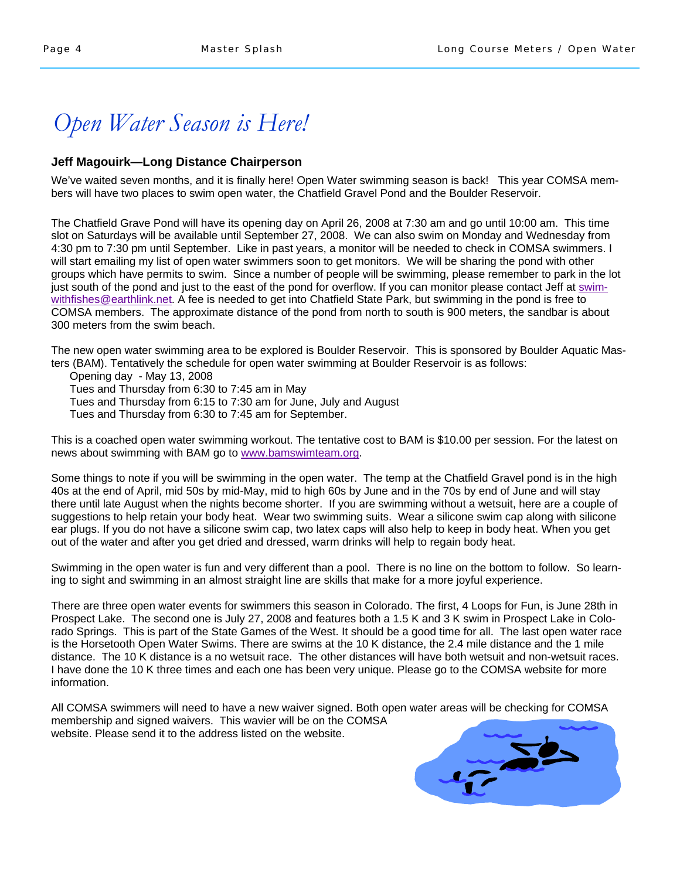# Open Water Season is Here!

**Jeff Magouirk—Long Distance Chairperson**

We've waited seven months, and it is finally here! Open Water swimming season is back! This year COMSA members will have two places to swim open water, the Chatfield Gravel Pond and the Boulder Reservoir.

The Chatfield Grave Pond will have its opening day on April 26, 2008 at 7:30 am and go until 10:00 am. This time slot on Saturdays will be available until September 27, 2008. We can also swim on Monday and Wednesday from 4:30 pm to 7:30 pm until September. Like in past years, a monitor will be needed to check in COMSA swimmers. I will start emailing my list of open water swimmers soon to get monitors. We will be sharing the pond with other groups which have permits to swim. Since a number of people will be swimming, please remember to park in the lot just south of the pond and just to the east of the pond for overflow. If you can monitor please contact Jeff at swim-withfishes@earthlink.net. A fee is needed to get into Chatfield State Park, but swimming in the pond is free to COMSA members. The approximate distance of the pond from north to south is 900 meters, the sandbar is about 300 meters from the swim beach.

The new open water swimming area to be explored is Boulder Reservoir. This is sponsored by Boulder Aquatic Masters (BAM). Tentatively the schedule for open water swimming at Boulder Reservoir is as follows:

- Opening day - May 13, 2008
- Tues and Thursday from 6:30 to 7:45 am in May
- Tues and Thursday from 6:15 to 7:30 am for June, July and August
- Tues and Thursday from 6:30 to 7:45 am for September.

This is a coached open water swimming workout. The tentative cost to BAM is $10.00 per session. For the latest on news about swimming with BAM go to www.bamswimteam.org.

Some things to note if you will be swimming in the open water. The temp at the Chatfield Gravel pond is in the high 40s at the end of April, mid 50s by mid-May, mid to high 60s by June and in the 70s by end of June and will stay there until late August when the nights become shorter. If you are swimming without a wetsuit, here are a couple of suggestions to help retain your body heat. Wear two swimming suits. Wear a silicone swim cap along with silicone ear plugs. If you do not have a silicone swim cap, two latex caps will also help to keep in body heat. When you get out of the water and after you get dried and dressed, warm drinks will help to regain body heat.

Swimming in the open water is fun and very different than a pool. There is no line on the bottom to follow. So learning to sight and swimming in an almost straight line are skills that make for a more joyful experience.

There are three open water events for swimmers this season in Colorado. The first, 4 Loops for Fun, is June 28th in Prospect Lake. The second one is July 27, 2008 and features both a 1.5 K and 3 K swim in Prospect Lake in Colorado Springs. This is part of the State Games of the West. It should be a good time for all. The last open water race is the Horsetooth Open Water Swims. There are swims at the 10 K distance, the 2.4 mile distance and the 1 mile distance. The 10 K distance is a no wetsuit race. The other distances will have both wetsuit and non-wetsuit races. I have done the 10 K three times and each one has been very unique. Please go to the COMSA website for more information.

All COMSA swimmers will need to have a new waiver signed. Both open water areas will be checking for COMSA membership and signed waivers. This wavier will be on the COMSA website. Please send it to the address listed on the website.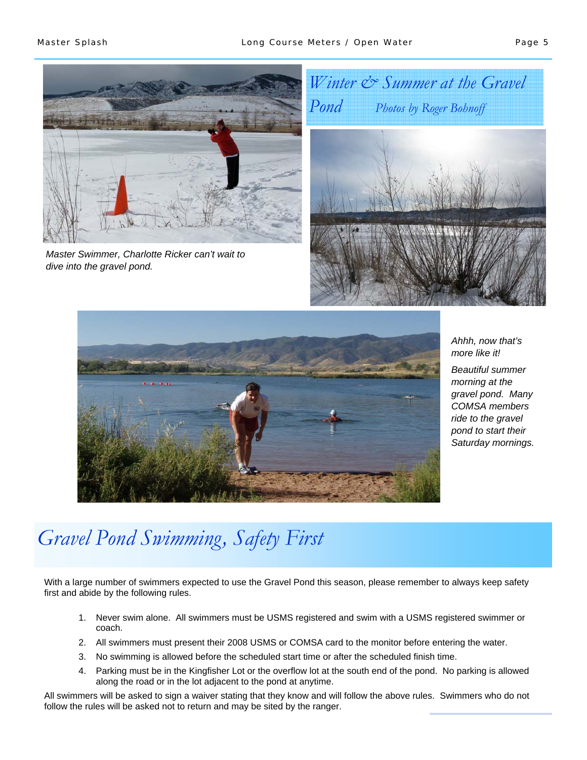## Winter & Summer at the Gravel Pond

*Photos by Roger Bohnoff*

*Master Swimmer, Charlotte Ricker can't wait to dive into the gravel pond.*

*Ahhh, now that's more like it!*

*Beautiful summer morning at the gravel pond. Many COMSA members ride to the gravel pond to start their Saturday mornings.*

## Gravel Pond Swimming, Safety First

With a large number of swimmers expected to use the Gravel Pond this season, please remember to always keep safety first and abide by the following rules.

1. Never swim alone. All swimmers must be USMS registered and swim with a USMS registered swimmer or coach.
2. All swimmers must present their 2008 USMS or COMSA card to the monitor before entering the water.
3. No swimming is allowed before the scheduled start time or after the scheduled finish time.
4. Parking must be in the Kingfisher Lot or the overflow lot at the south end of the pond. No parking is allowed along the road or in the lot adjacent to the pond at anytime.

All swimmers will be asked to sign a waiver stating that they know and will follow the above rules. Swimmers who do not follow the rules will be asked not to return and may be sited by the ranger.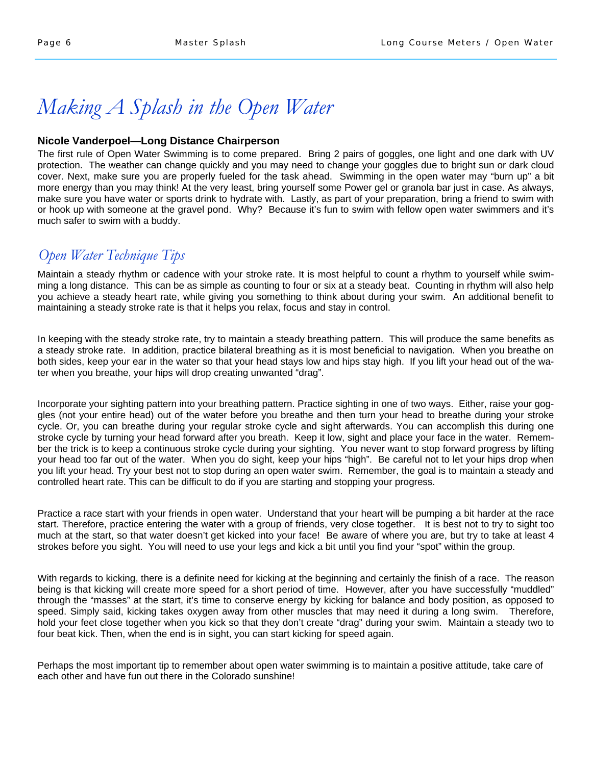# *Making A Splash in the Open Water*

**Nicole Vanderpoel—Long Distance Chairperson**

The first rule of Open Water Swimming is to come prepared. Bring 2 pairs of goggles, one light and one dark with UV protection. The weather can change quickly and you may need to change your goggles due to bright sun or dark cloud cover. Next, make sure you are properly fueled for the task ahead. Swimming in the open water may "burn up" a bit more energy than you may think! At the very least, bring yourself some Power gel or granola bar just in case. As always, make sure you have water or sports drink to hydrate with. Lastly, as part of your preparation, bring a friend to swim with or hook up with someone at the gravel pond. Why? Because it's fun to swim with fellow open water swimmers and it's much safer to swim with a buddy.

## *Open Water Technique Tips*

Maintain a steady rhythm or cadence with your stroke rate. It is most helpful to count a rhythm to yourself while swimming a long distance. This can be as simple as counting to four or six at a steady beat. Counting in rhythm will also help you achieve a steady heart rate, while giving you something to think about during your swim. An additional benefit to maintaining a steady stroke rate is that it helps you relax, focus and stay in control.

In keeping with the steady stroke rate, try to maintain a steady breathing pattern. This will produce the same benefits as a steady stroke rate. In addition, practice bilateral breathing as it is most beneficial to navigation. When you breathe on both sides, keep your ear in the water so that your head stays low and hips stay high. If you lift your head out of the water when you breathe, your hips will drop creating unwanted "drag".

Incorporate your sighting pattern into your breathing pattern. Practice sighting in one of two ways. Either, raise your goggles (not your entire head) out of the water before you breathe and then turn your head to breathe during your stroke cycle. Or, you can breathe during your regular stroke cycle and sight afterwards. You can accomplish this during one stroke cycle by turning your head forward after you breath. Keep it low, sight and place your face in the water. Remember the trick is to keep a continuous stroke cycle during your sighting. You never want to stop forward progress by lifting your head too far out of the water. When you do sight, keep your hips "high". Be careful not to let your hips drop when you lift your head. Try your best not to stop during an open water swim. Remember, the goal is to maintain a steady and controlled heart rate. This can be difficult to do if you are starting and stopping your progress.

Practice a race start with your friends in open water. Understand that your heart will be pumping a bit harder at the race start. Therefore, practice entering the water with a group of friends, very close together. It is best not to try to sight too much at the start, so that water doesn't get kicked into your face! Be aware of where you are, but try to take at least 4 strokes before you sight. You will need to use your legs and kick a bit until you find your "spot" within the group.

With regards to kicking, there is a definite need for kicking at the beginning and certainly the finish of a race. The reason being is that kicking will create more speed for a short period of time. However, after you have successfully "muddled" through the "masses" at the start, it's time to conserve energy by kicking for balance and body position, as opposed to speed. Simply said, kicking takes oxygen away from other muscles that may need it during a long swim. Therefore, hold your feet close together when you kick so that they don't create "drag" during your swim. Maintain a steady two to four beat kick. Then, when the end is in sight, you can start kicking for speed again.

Perhaps the most important tip to remember about open water swimming is to maintain a positive attitude, take care of each other and have fun out there in the Colorado sunshine!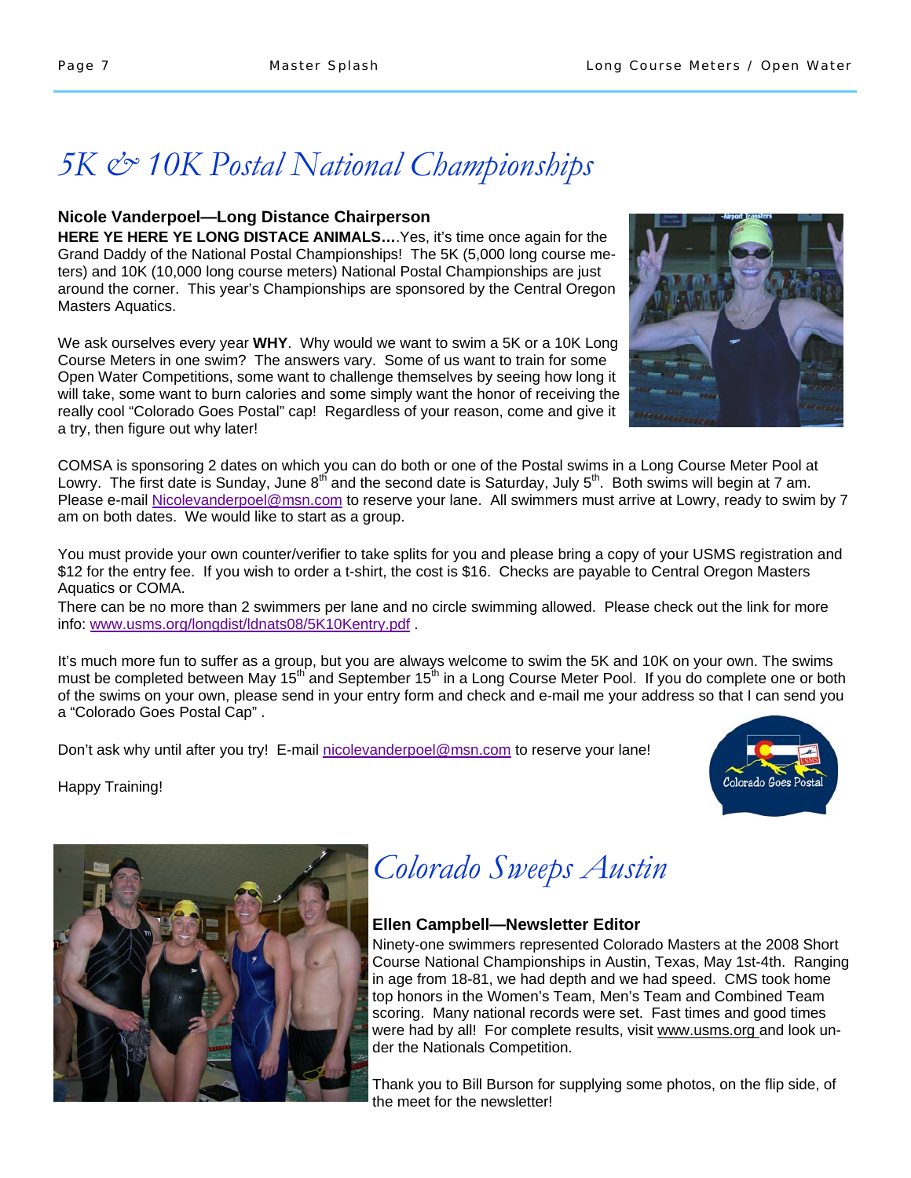# *5K & 10K Postal National Championships*

**Nicole Vanderpoel—Long Distance Chairperson**

**HERE YE HERE YE LONG DISTACE ANIMALS….**Yes, it's time once again for the Grand Daddy of the National Postal Championships! The 5K (5,000 long course meters) and 10K (10,000 long course meters) National Postal Championships are just around the corner. This year's Championships are sponsored by the Central Oregon Masters Aquatics.

We ask ourselves every year **WHY**. Why would we want to swim a 5K or a 10K Long Course Meters in one swim? The answers vary. Some of us want to train for some Open Water Competitions, some want to challenge themselves by seeing how long it will take, some want to burn calories and some simply want the honor of receiving the really cool "Colorado Goes Postal" cap! Regardless of your reason, come and give it a try, then figure out why later!

COMSA is sponsoring 2 dates on which you can do both or one of the Postal swims in a Long Course Meter Pool at Lowry. The first date is Sunday, June 8th and the second date is Saturday, July 5th. Both swims will begin at 7 am. Please e-mail Nicolevanderpoel@msn.com to reserve your lane. All swimmers must arrive at Lowry, ready to swim by 7 am on both dates. We would like to start as a group.

You must provide your own counter/verifier to take splits for you and please bring a copy of your USMS registration and $12 for the entry fee. If you wish to order a t-shirt, the cost is $16. Checks are payable to Central Oregon Masters Aquatics or COMA.

There can be no more than 2 swimmers per lane and no circle swimming allowed. Please check out the link for more info: www.usms.org/longdist/ldnats08/5K10Kentry.pdf .

It's much more fun to suffer as a group, but you are always welcome to swim the 5K and 10K on your own. The swims must be completed between May 15th and September 15th in a Long Course Meter Pool. If you do complete one or both of the swims on your own, please send in your entry form and check and e-mail me your address so that I can send you a "Colorado Goes Postal Cap" .

Don't ask why until after you try! E-mail nicolevanderpoel@msn.com to reserve your lane!

Happy Training!

# *Colorado Sweeps Austin*

**Ellen Campbell—Newsletter Editor**

Ninety-one swimmers represented Colorado Masters at the 2008 Short Course National Championships in Austin, Texas, May 1st-4th. Ranging in age from 18-81, we had depth and we had speed. CMS took home top honors in the Women's Team, Men's Team and Combined Team scoring. Many national records were set. Fast times and good times were had by all! For complete results, visit www.usms.org and look under the Nationals Competition.

Thank you to Bill Burson for supplying some photos, on the flip side, of the meet for the newsletter!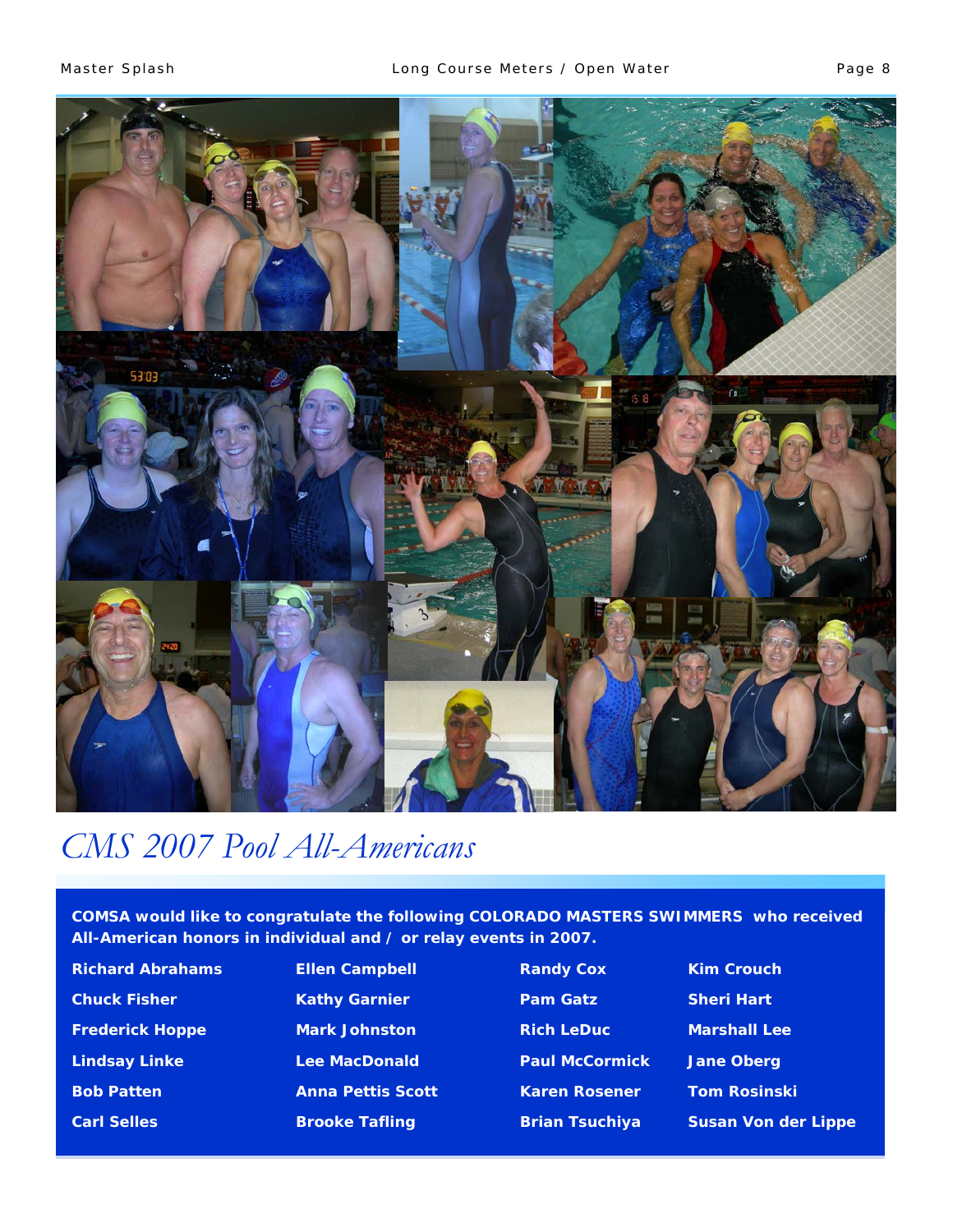# CMS 2007 Pool All-Americans

**COMSA would like to congratulate the following COLORADO MASTERS SWIMMERS who received All-American honors in individual and / or relay events in 2007.**

| | | | |
|---|---|---|---|
| **Richard Abrahams** | **Ellen Campbell** | **Randy Cox** | **Kim Crouch** |
| **Chuck Fisher** | **Kathy Garnier** | **Pam Gatz** | **Sheri Hart** |
| **Frederick Hoppe** | **Mark Johnston** | **Rich LeDuc** | **Marshall Lee** |
| **Lindsay Linke** | **Lee MacDonald** | **Paul McCormick** | **Jane Oberg** |
| **Bob Patten** | **Anna Pettis Scott** | **Karen Rosener** | **Tom Rosinski** |
| **Carl Selles** | **Brooke Tafling** | **Brian Tsuchiya** | **Susan Von der Lippe** |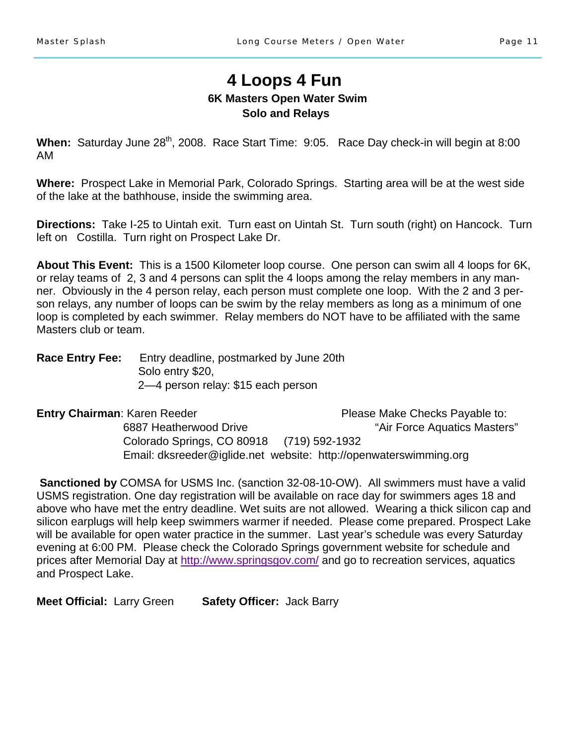# 4 Loops 4 Fun

**6K Masters Open Water Swim**

**Solo and Relays**

**When:** Saturday June 28th, 2008. Race Start Time: 9:05. Race Day check-in will begin at 8:00 AM

**Where:** Prospect Lake in Memorial Park, Colorado Springs. Starting area will be at the west side of the lake at the bathhouse, inside the swimming area.

**Directions:** Take I-25 to Uintah exit. Turn east on Uintah St. Turn south (right) on Hancock. Turn left on Costilla. Turn right on Prospect Lake Dr.

**About This Event:** This is a 1500 Kilometer loop course. One person can swim all 4 loops for 6K, or relay teams of 2, 3 and 4 persons can split the 4 loops among the relay members in any manner. Obviously in the 4 person relay, each person must complete one loop. With the 2 and 3 person relays, any number of loops can be swim by the relay members as long as a minimum of one loop is completed by each swimmer. Relay members do NOT have to be affiliated with the same Masters club or team.

**Race Entry Fee:** Entry deadline, postmarked by June 20th
Solo entry $20,
2—4 person relay: $15 each person

**Entry Chairman**: Karen Reeder
6887 Heatherwood Drive
Colorado Springs, CO 80918 (719) 592-1932
Email: dksreeder@iglide.net website: http://openwaterswimming.org

Please Make Checks Payable to:
"Air Force Aquatics Masters"

**Sanctioned by** COMSA for USMS Inc. (sanction 32-08-10-OW). All swimmers must have a valid USMS registration. One day registration will be available on race day for swimmers ages 18 and above who have met the entry deadline. Wet suits are not allowed. Wearing a thick silicon cap and silicon earplugs will help keep swimmers warmer if needed. Please come prepared. Prospect Lake will be available for open water practice in the summer. Last year's schedule was every Saturday evening at 6:00 PM. Please check the Colorado Springs government website for schedule and prices after Memorial Day at http://www.springsgov.com/ and go to recreation services, aquatics and Prospect Lake.

**Meet Official:** Larry Green **Safety Officer:** Jack Barry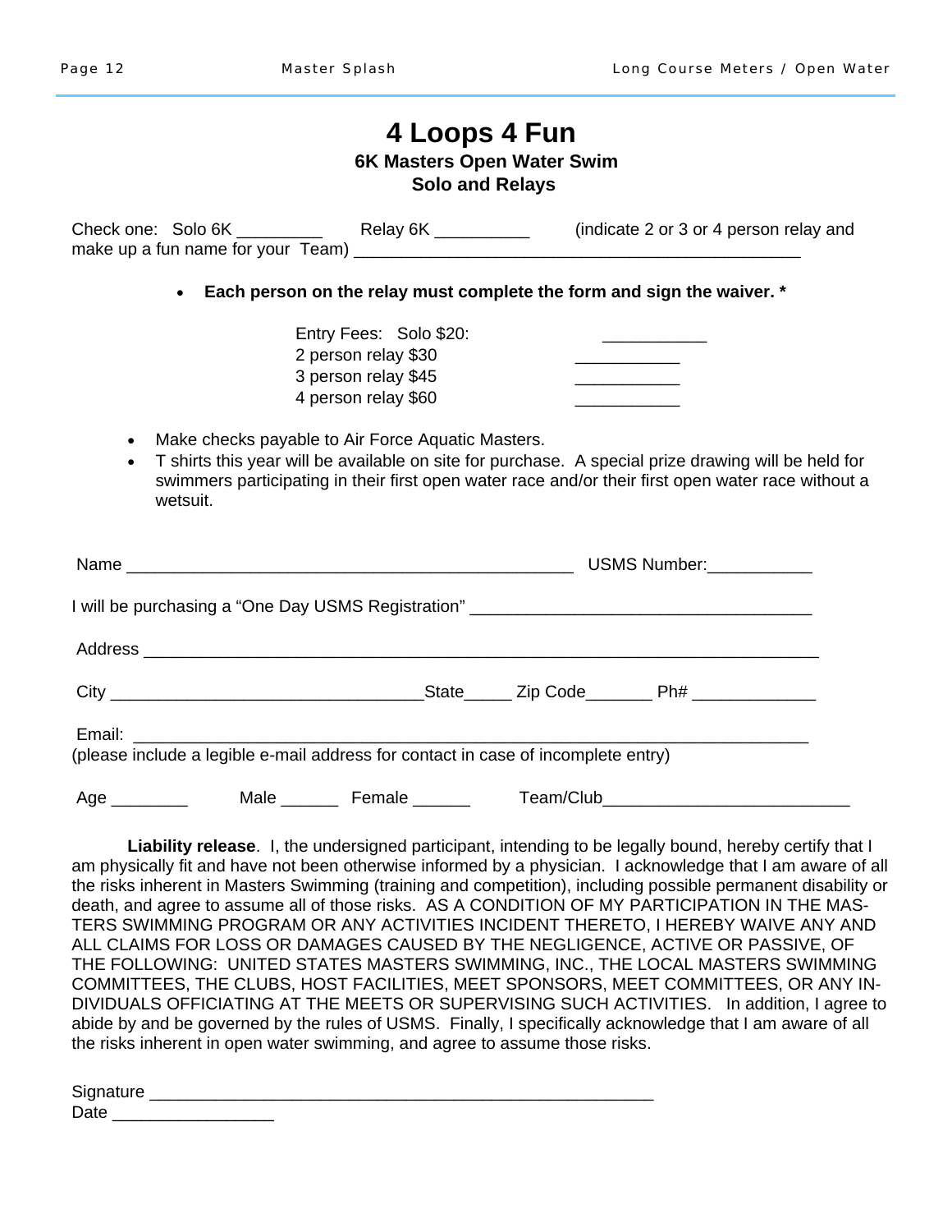# 4 Loops 4 Fun

**6K Masters Open Water Swim**

**Solo and Relays**

Check one: Solo 6K _________ Relay 6K __________ (indicate 2 or 3 or 4 person relay and make up a fun name for your Team) _______________________________________________

- **Each person on the relay must complete the form and sign the waiver. ***

Entry Fees: Solo $20: ___________
2 person relay $30 ___________
3 person relay $45 ___________
4 person relay $60 ___________

- Make checks payable to Air Force Aquatic Masters.
- T shirts this year will be available on site for purchase. A special prize drawing will be held for swimmers participating in their first open water race and/or their first open water race without a wetsuit.

Name ________________________________________________ USMS Number:___________

I will be purchasing a "One Day USMS Registration" ____________________________________

Address __________________________________________________________________________

City _________________________________State_____ Zip Code_______ Ph# _____________

Email: __________________________________________________________________________
(please include a legible e-mail address for contact in case of incomplete entry)

Age ________ Male ______ Female ______ Team/Club__________________________

**Liability release**. I, the undersigned participant, intending to be legally bound, hereby certify that I am physically fit and have not been otherwise informed by a physician. I acknowledge that I am aware of all the risks inherent in Masters Swimming (training and competition), including possible permanent disability or death, and agree to assume all of those risks. AS A CONDITION OF MY PARTICIPATION IN THE MASTERS SWIMMING PROGRAM OR ANY ACTIVITIES INCIDENT THERETO, I HEREBY WAIVE ANY AND ALL CLAIMS FOR LOSS OR DAMAGES CAUSED BY THE NEGLIGENCE, ACTIVE OR PASSIVE, OF THE FOLLOWING: UNITED STATES MASTERS SWIMMING, INC., THE LOCAL MASTERS SWIMMING COMMITTEES, THE CLUBS, HOST FACILITIES, MEET SPONSORS, MEET COMMITTEES, OR ANY INDIVIDUALS OFFICIATING AT THE MEETS OR SUPERVISING SUCH ACTIVITIES. In addition, I agree to abide by and be governed by the rules of USMS. Finally, I specifically acknowledge that I am aware of all the risks inherent in open water swimming, and agree to assume those risks.

Signature _______________________________________________________
Date _________________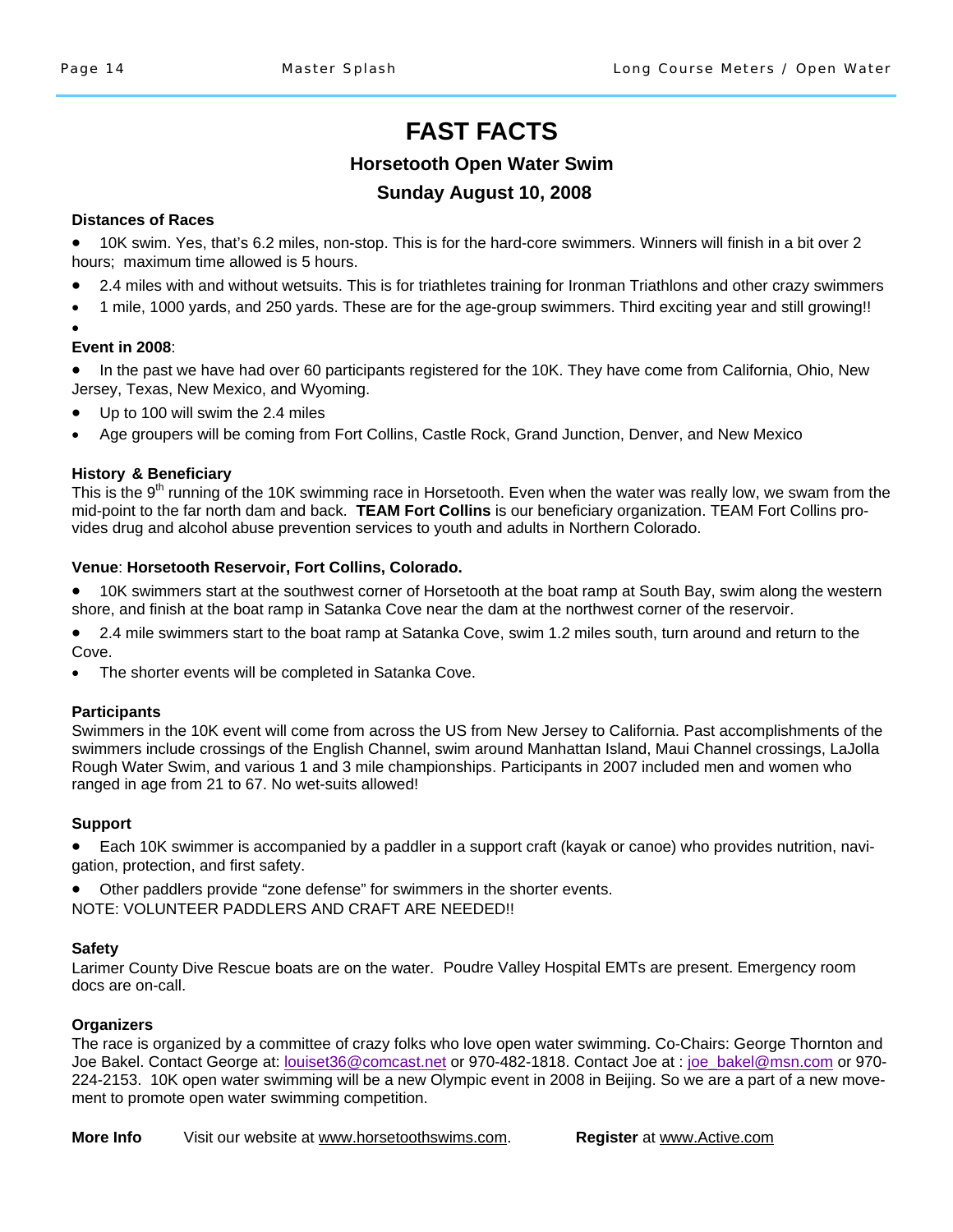# FAST FACTS

## Horsetooth Open Water Swim

## Sunday August 10, 2008

**Distances of Races**

- 10K swim. Yes, that's 6.2 miles, non-stop. This is for the hard-core swimmers. Winners will finish in a bit over 2 hours; maximum time allowed is 5 hours.
- 2.4 miles with and without wetsuits. This is for triathletes training for Ironman Triathlons and other crazy swimmers
- 1 mile, 1000 yards, and 250 yards. These are for the age-group swimmers. Third exciting year and still growing!!

**Event in 2008**:

- In the past we have had over 60 participants registered for the 10K. They have come from California, Ohio, New Jersey, Texas, New Mexico, and Wyoming.
- Up to 100 will swim the 2.4 miles
- Age groupers will be coming from Fort Collins, Castle Rock, Grand Junction, Denver, and New Mexico

**History & Beneficiary**

This is the 9th running of the 10K swimming race in Horsetooth. Even when the water was really low, we swam from the mid-point to the far north dam and back. **TEAM Fort Collins** is our beneficiary organization. TEAM Fort Collins provides drug and alcohol abuse prevention services to youth and adults in Northern Colorado.

**Venue**: **Horsetooth Reservoir, Fort Collins, Colorado.**

- 10K swimmers start at the southwest corner of Horsetooth at the boat ramp at South Bay, swim along the western shore, and finish at the boat ramp in Satanka Cove near the dam at the northwest corner of the reservoir.
- 2.4 mile swimmers start to the boat ramp at Satanka Cove, swim 1.2 miles south, turn around and return to the Cove.
- The shorter events will be completed in Satanka Cove.

**Participants**

Swimmers in the 10K event will come from across the US from New Jersey to California. Past accomplishments of the swimmers include crossings of the English Channel, swim around Manhattan Island, Maui Channel crossings, LaJolla Rough Water Swim, and various 1 and 3 mile championships. Participants in 2007 included men and women who ranged in age from 21 to 67. No wet-suits allowed!

**Support**

- Each 10K swimmer is accompanied by a paddler in a support craft (kayak or canoe) who provides nutrition, navigation, protection, and first safety.
- Other paddlers provide "zone defense" for swimmers in the shorter events.

NOTE: VOLUNTEER PADDLERS AND CRAFT ARE NEEDED!!

**Safety**

Larimer County Dive Rescue boats are on the water. Poudre Valley Hospital EMTs are present. Emergency room docs are on-call.

**Organizers**

The race is organized by a committee of crazy folks who love open water swimming. Co-Chairs: George Thornton and Joe Bakel. Contact George at: louiset36@comcast.net or 970-482-1818. Contact Joe at : joe_bakel@msn.com or 970-224-2153. 10K open water swimming will be a new Olympic event in 2008 in Beijing. So we are a part of a new movement to promote open water swimming competition.

**More Info** Visit our website at www.horsetoothswims.com. **Register** at www.Active.com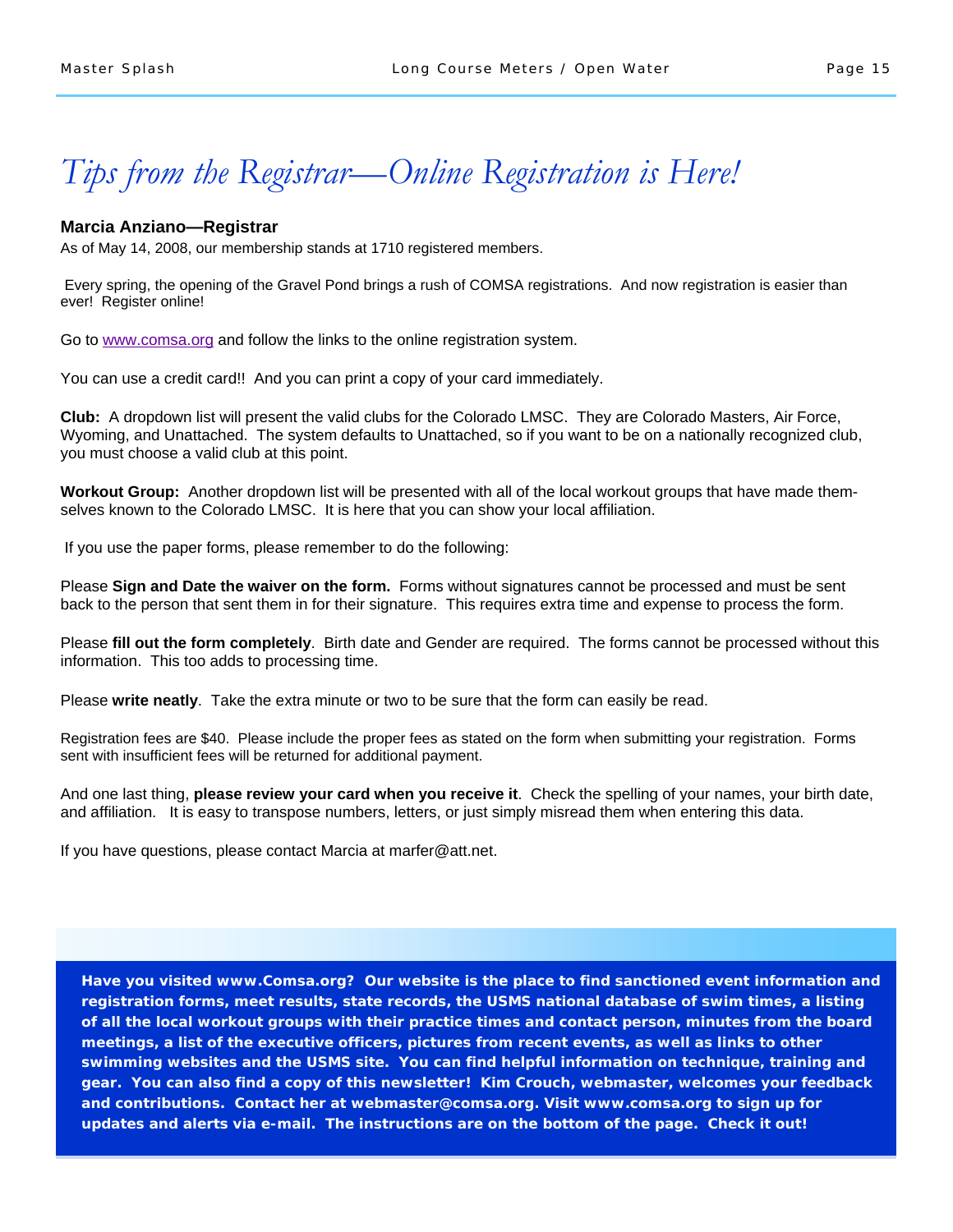# *Tips from the Registrar—Online Registration is Here!*

**Marcia Anziano—Registrar**

As of May 14, 2008, our membership stands at 1710 registered members.

Every spring, the opening of the Gravel Pond brings a rush of COMSA registrations. And now registration is easier than ever! Register online!

Go to www.comsa.org and follow the links to the online registration system.

You can use a credit card!! And you can print a copy of your card immediately.

**Club:** A dropdown list will present the valid clubs for the Colorado LMSC. They are Colorado Masters, Air Force, Wyoming, and Unattached. The system defaults to Unattached, so if you want to be on a nationally recognized club, you must choose a valid club at this point.

**Workout Group:** Another dropdown list will be presented with all of the local workout groups that have made themselves known to the Colorado LMSC. It is here that you can show your local affiliation.

If you use the paper forms, please remember to do the following:

Please **Sign and Date the waiver on the form.** Forms without signatures cannot be processed and must be sent back to the person that sent them in for their signature. This requires extra time and expense to process the form.

Please **fill out the form completely**. Birth date and Gender are required. The forms cannot be processed without this information. This too adds to processing time.

Please **write neatly**. Take the extra minute or two to be sure that the form can easily be read.

Registration fees are $40. Please include the proper fees as stated on the form when submitting your registration. Forms sent with insufficient fees will be returned for additional payment.

And one last thing, **please review your card when you receive it**. Check the spelling of your names, your birth date, and affiliation. It is easy to transpose numbers, letters, or just simply misread them when entering this data.

If you have questions, please contact Marcia at marfer@att.net.

**Have you visited www.Comsa.org? Our website is the place to find sanctioned event information and registration forms, meet results, state records, the USMS national database of swim times, a listing of all the local workout groups with their practice times and contact person, minutes from the board meetings, a list of the executive officers, pictures from recent events, as well as links to other swimming websites and the USMS site. You can find helpful information on technique, training and gear. You can also find a copy of this newsletter! Kim Crouch, webmaster, welcomes your feedback and contributions. Contact her at webmaster@comsa.org. Visit www.comsa.org to sign up for updates and alerts via e-mail. The instructions are on the bottom of the page. Check it out!**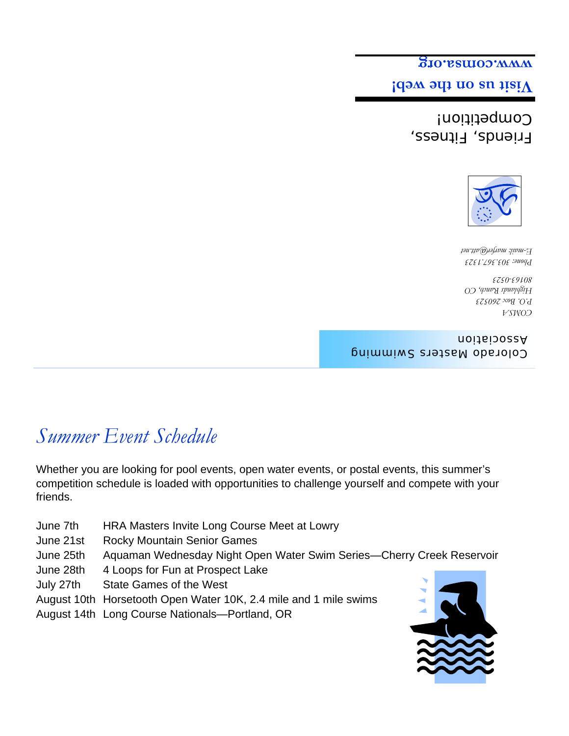Visit us on the web!

www.comsa.org

Friends, Fitness, Competition!

*E-mail: mafer@att.net*

*Phone: 303.367.1323*

*COMSA*
*P.O. Box 260523*
*Highlands Ranch, CO*
*80163-0523*

Colorado Masters Swimming Association

# *Summer Event Schedule*

Whether you are looking for pool events, open water events, or postal events, this summer's competition schedule is loaded with opportunities to challenge yourself and compete with your friends.

| | |
|---|---|
| June 7th | HRA Masters Invite Long Course Meet at Lowry |
| June 21st | Rocky Mountain Senior Games |
| June 25th | Aquaman Wednesday Night Open Water Swim Series—Cherry Creek Reservoir |
| June 28th | 4 Loops for Fun at Prospect Lake |
| July 27th | State Games of the West |
| August 10th | Horsetooth Open Water 10K, 2.4 mile and 1 mile swims |
| August 14th | Long Course Nationals—Portland, OR |